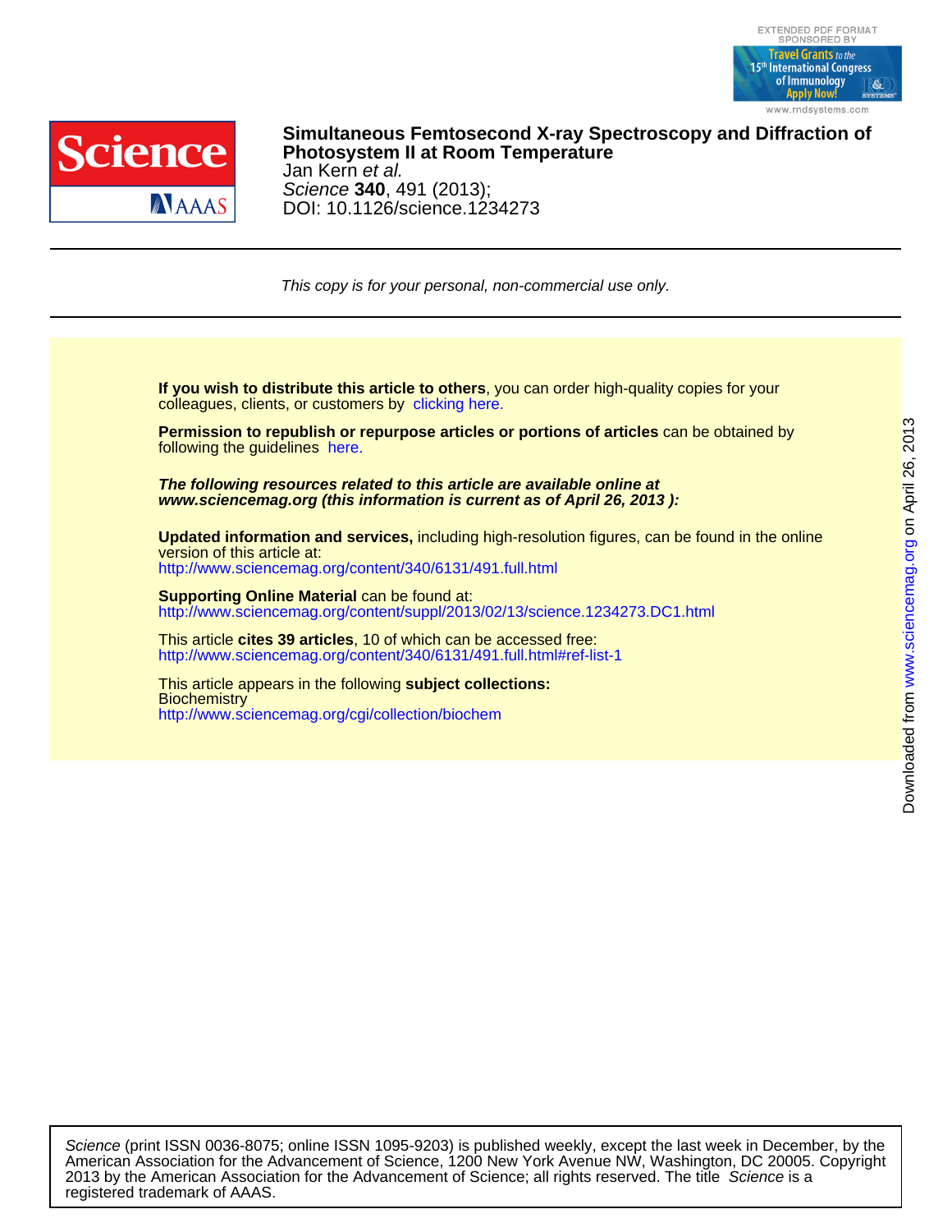# Simultaneous Femtosecond X-ray Spectroscopy and Diffraction of Photosystem II at Room Temperature

Jan Kern *et al.*

*Science* **340**, 491 (2013);

DOI: 10.1126/science.1234273

*This copy is for your personal, non-commercial use only.*

**If you wish to distribute this article to others**, you can order high-quality copies for your colleagues, clients, or customers by clicking here.

**Permission to republish or repurpose articles or portions of articles** can be obtained by following the guidelines here.

***The following resources related to this article are available online at www.sciencemag.org (this information is current as of April 26, 2013 ):***

**Updated information and services,** including high-resolution figures, can be found in the online version of this article at:
http://www.sciencemag.org/content/340/6131/491.full.html

**Supporting Online Material** can be found at:
http://www.sciencemag.org/content/suppl/2013/02/13/science.1234273.DC1.html

This article **cites 39 articles**, 10 of which can be accessed free:
http://www.sciencemag.org/content/340/6131/491.full.html#ref-list-1

This article appears in the following **subject collections:**
Biochemistry
http://www.sciencemag.org/cgi/collection/biochem

Downloaded from www.sciencemag.org on April 26, 2013

*Science* (print ISSN 0036-8075; online ISSN 1095-9203) is published weekly, except the last week in December, by the American Association for the Advancement of Science, 1200 New York Avenue NW, Washington, DC 20005. Copyright 2013 by the American Association for the Advancement of Science; all rights reserved. The title *Science* is a registered trademark of AAAS.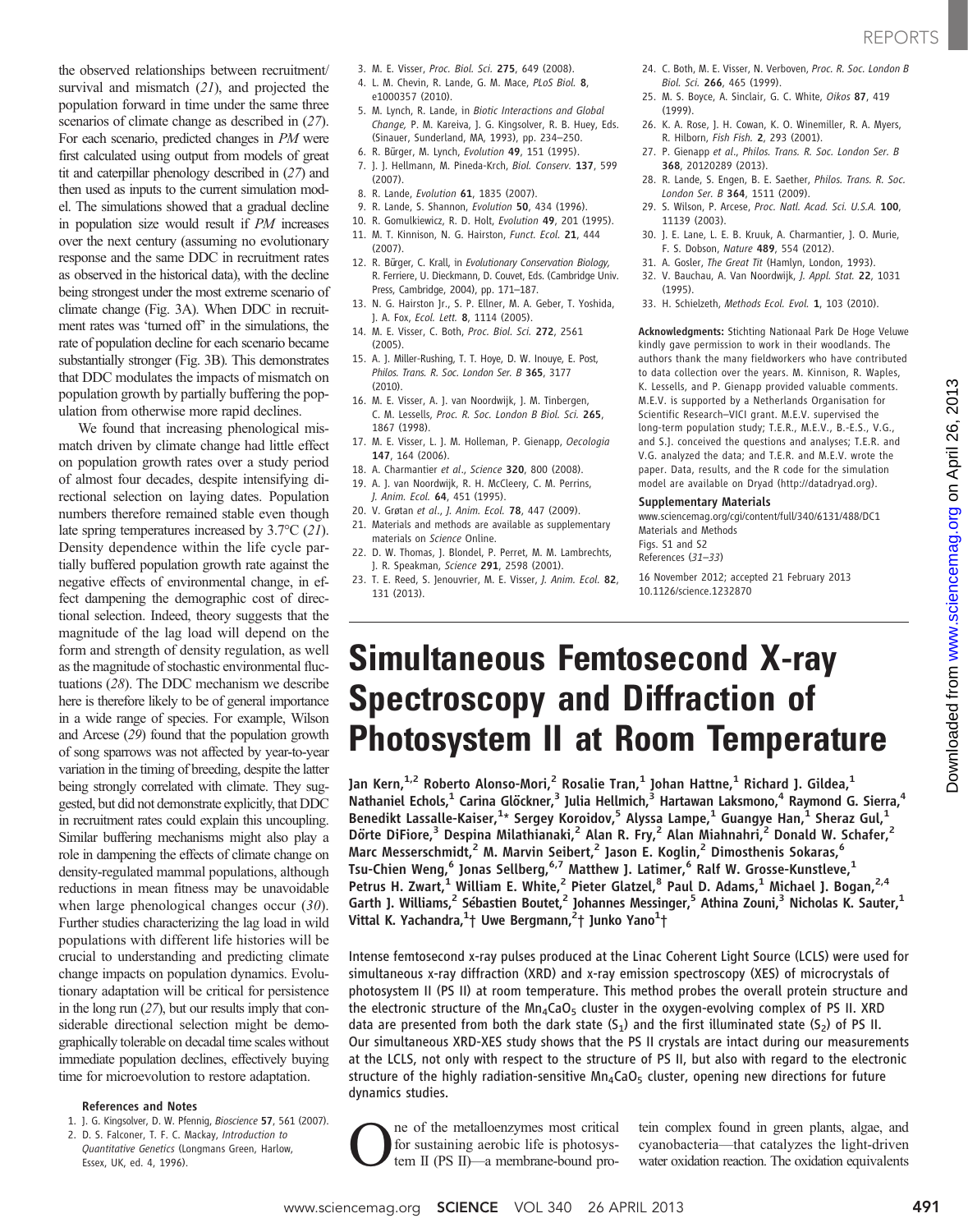the observed relationships between recruitment/survival and mismatch (21), and projected the population forward in time under the same three scenarios of climate change as described in (27). For each scenario, predicted changes in *PM* were first calculated using output from models of great tit and caterpillar phenology described in (27) and then used as inputs to the current simulation model. The simulations showed that a gradual decline in population size would result if *PM* increases over the next century (assuming no evolutionary response and the same DDC in recruitment rates as observed in the historical data), with the decline being strongest under the most extreme scenario of climate change (Fig. 3A). When DDC in recruitment rates was 'turned off' in the simulations, the rate of population decline for each scenario became substantially stronger (Fig. 3B). This demonstrates that DDC modulates the impacts of mismatch on population growth by partially buffering the population from otherwise more rapid declines.

We found that increasing phenological mismatch driven by climate change had little effect on population growth rates over a study period of almost four decades, despite intensifying directional selection on laying dates. Population numbers therefore remained stable even though late spring temperatures increased by 3.7°C (21). Density dependence within the life cycle partially buffered population growth rate against the negative effects of environmental change, in effect dampening the demographic cost of directional selection. Indeed, theory suggests that the magnitude of the lag load will depend on the form and strength of density regulation, as well as the magnitude of stochastic environmental fluctuations (28). The DDC mechanism we describe here is therefore likely to be of general importance in a wide range of species. For example, Wilson and Arcese (29) found that the population growth of song sparrows was not affected by year-to-year variation in the timing of breeding, despite the latter being strongly correlated with climate. They suggested, but did not demonstrate explicitly, that DDC in recruitment rates could explain this uncoupling. Similar buffering mechanisms might also play a role in dampening the effects of climate change on density-regulated mammal populations, although reductions in mean fitness may be unavoidable when large phenological changes occur (30). Further studies characterizing the lag load in wild populations with different life histories will be crucial to understanding and predicting climate change impacts on population dynamics. Evolutionary adaptation will be critical for persistence in the long run (27), but our results imply that considerable directional selection might be demographically tolerable on decadal time scales without immediate population declines, effectively buying time for microevolution to restore adaptation.

**References and Notes**

1. J. G. Kingsolver, D. W. Pfennig, *Bioscience* **57**, 561 (2007).
2. D. S. Falconer, T. F. C. Mackay, *Introduction to Quantitative Genetics* (Longmans Green, Harlow, Essex, UK, ed. 4, 1996).
3. M. E. Visser, *Proc. Biol. Sci.* **275**, 649 (2008).
4. L. M. Chevin, R. Lande, G. M. Mace, *PLoS Biol.* **8**, e1000357 (2010).
5. M. Lynch, R. Lande, in *Biotic Interactions and Global Change*, P. M. Kareiva, J. G. Kingsolver, R. B. Huey, Eds. (Sinauer, Sunderland, MA, 1993), pp. 234–250.
6. R. Bürger, M. Lynch, *Evolution* **49**, 151 (1995).
7. J. J. Hellmann, M. Pineda-Krch, *Biol. Conserv.* **137**, 599 (2007).
8. R. Lande, *Evolution* **61**, 1835 (2007).
9. R. Lande, S. Shannon, *Evolution* **50**, 434 (1996).
10. R. Gomulkiewicz, R. D. Holt, *Evolution* **49**, 201 (1995).
11. M. T. Kinnison, N. G. Hairston, *Funct. Ecol.* **21**, 444 (2007).
12. R. Bürger, C. Krall, in *Evolutionary Conservation Biology*, R. Ferriere, U. Dieckmann, D. Couvet, Eds. (Cambridge Univ. Press, Cambridge, 2004), pp. 171–187.
13. N. G. Hairston Jr., S. P. Ellner, M. A. Geber, T. Yoshida, J. A. Fox, *Ecol. Lett.* **8**, 1114 (2005).
14. M. E. Visser, C. Both, *Proc. Biol. Sci.* **272**, 2561 (2005).
15. A. J. Miller-Rushing, T. T. Hoye, D. W. Inouye, E. Post, *Philos. Trans. R. Soc. London Ser. B* **365**, 3177 (2010).
16. M. E. Visser, A. J. van Noordwijk, J. M. Tinbergen, C. M. Lessells, *Proc. R. Soc. London B Biol. Sci.* **265**, 1867 (1998).
17. M. E. Visser, L. J. M. Holleman, P. Gienapp, *Oecologia* **147**, 164 (2006).
18. A. Charmantier *et al.*, *Science* **320**, 800 (2008).
19. A. J. van Noordwijk, R. H. McCleery, C. M. Perrins, *J. Anim. Ecol.* **64**, 451 (1995).
20. V. Grøtan *et al.*, *J. Anim. Ecol.* **78**, 447 (2009).
21. Materials and methods are available as supplementary materials on *Science* Online.
22. D. W. Thomas, J. Blondel, P. Perret, M. M. Lambrechts, J. R. Speakman, *Science* **291**, 2598 (2001).
23. T. E. Reed, S. Jenouvrier, M. E. Visser, *J. Anim. Ecol.* **82**, 131 (2013).
24. C. Both, M. E. Visser, N. Verboven, *Proc. R. Soc. London B Biol. Sci.* **266**, 465 (1999).
25. M. S. Boyce, A. Sinclair, G. C. White, *Oikos* **87**, 419 (1999).
26. K. A. Rose, J. H. Cowan, K. O. Winemiller, R. A. Myers, R. Hilborn, *Fish Fish.* **2**, 293 (2001).
27. P. Gienapp *et al.*, *Philos. Trans. R. Soc. London Ser. B* **368**, 20120289 (2013).
28. R. Lande, S. Engen, B. E. Saether, *Philos. Trans. R. Soc. London Ser. B* **364**, 1511 (2009).
29. S. Wilson, P. Arcese, *Proc. Natl. Acad. Sci. U.S.A.* **100**, 11139 (2003).
30. J. E. Lane, L. E. B. Kruuk, A. Charmantier, J. O. Murie, F. S. Dobson, *Nature* **489**, 554 (2012).
31. A. Gosler, *The Great Tit* (Hamlyn, London, 1993).
32. V. Bauchau, A. Van Noordwijk, *J. Appl. Stat.* **22**, 1031 (1995).
33. H. Schielzeth, *Methods Ecol. Evol.* **1**, 103 (2010).

**Acknowledgments:** Stichting Nationaal Park De Hoge Veluwe kindly gave permission to work in their woodlands. The authors thank the many fieldworkers who have contributed to data collection over the years. M. Kinnison, R. Waples, K. Lessells, and P. Gienapp provided valuable comments. M.E.V. is supported by a Netherlands Organisation for Scientific Research–VICI grant. M.E.V. supervised the long-term population study; T.E.R., M.E.V., B.-E.S., V.G., and S.J. conceived the questions and analyses; T.E.R. and V.G. analyzed the data; and T.E.R. and M.E.V. wrote the paper. Data, results, and the R code for the simulation model are available on Dryad (http://datadryad.org).

**Supplementary Materials**
www.sciencemag.org/cgi/content/full/340/6131/488/DC1
Materials and Methods
Figs. S1 and S2
References (31–33)

16 November 2012; accepted 21 February 2013
10.1126/science.1232870

# Simultaneous Femtosecond X-ray Spectroscopy and Diffraction of Photosystem II at Room Temperature

Jan Kern,[1,2] Roberto Alonso-Mori,[2] Rosalie Tran,[1] Johan Hattne,[1] Richard J. Gildea,[1] Nathaniel Echols,[1] Carina Glöckner,[3] Julia Hellmich,[3] Hartawan Laksmono,[4] Raymond G. Sierra,[4] Benedikt Lassalle-Kaiser,[1]* Sergey Koroidov,[5] Alyssa Lampe,[1] Guangye Han,[1] Sheraz Gul,[1] Dörte DiFiore,[3] Despina Milathianaki,[2] Alan R. Fry,[2] Alan Miahnahri,[2] Donald W. Schafer,[2] Marc Messerschmidt,[2] M. Marvin Seibert,[2] Jason E. Koglin,[2] Dimosthenis Sokaras,[6] Tsu-Chien Weng,[6] Jonas Sellberg,[6,7] Matthew J. Latimer,[6] Ralf W. Grosse-Kunstleve,[1] Petrus H. Zwart,[1] William E. White,[2] Pieter Glatzel,[8] Paul D. Adams,[1] Michael J. Bogan,[2,4] Garth J. Williams,[2] Sébastien Boutet,[2] Johannes Messinger,[5] Athina Zouni,[3] Nicholas K. Sauter,[1] Vittal K. Yachandra,[1]† Uwe Bergmann,[2]† Junko Yano[1]†

Intense femtosecond x-ray pulses produced at the Linac Coherent Light Source (LCLS) were used for simultaneous x-ray diffraction (XRD) and x-ray emission spectroscopy (XES) of microcrystals of photosystem II (PS II) at room temperature. This method probes the overall protein structure and the electronic structure of the $Mn_4CaO_5$ cluster in the oxygen-evolving complex of PS II. XRD data are presented from both the dark state ($S_1$) and the first illuminated state ($S_2$) of PS II. Our simultaneous XRD-XES study shows that the PS II crystals are intact during our measurements at the LCLS, not only with respect to the structure of PS II, but also with regard to the electronic structure of the highly radiation-sensitive $Mn_4CaO_5$ cluster, opening new directions for future dynamics studies.

One of the metalloenzymes most critical for sustaining aerobic life is photosystem II (PS II)—a membrane-bound protein complex found in green plants, algae, and cyanobacteria—that catalyzes the light-driven water oxidation reaction. The oxidation equivalents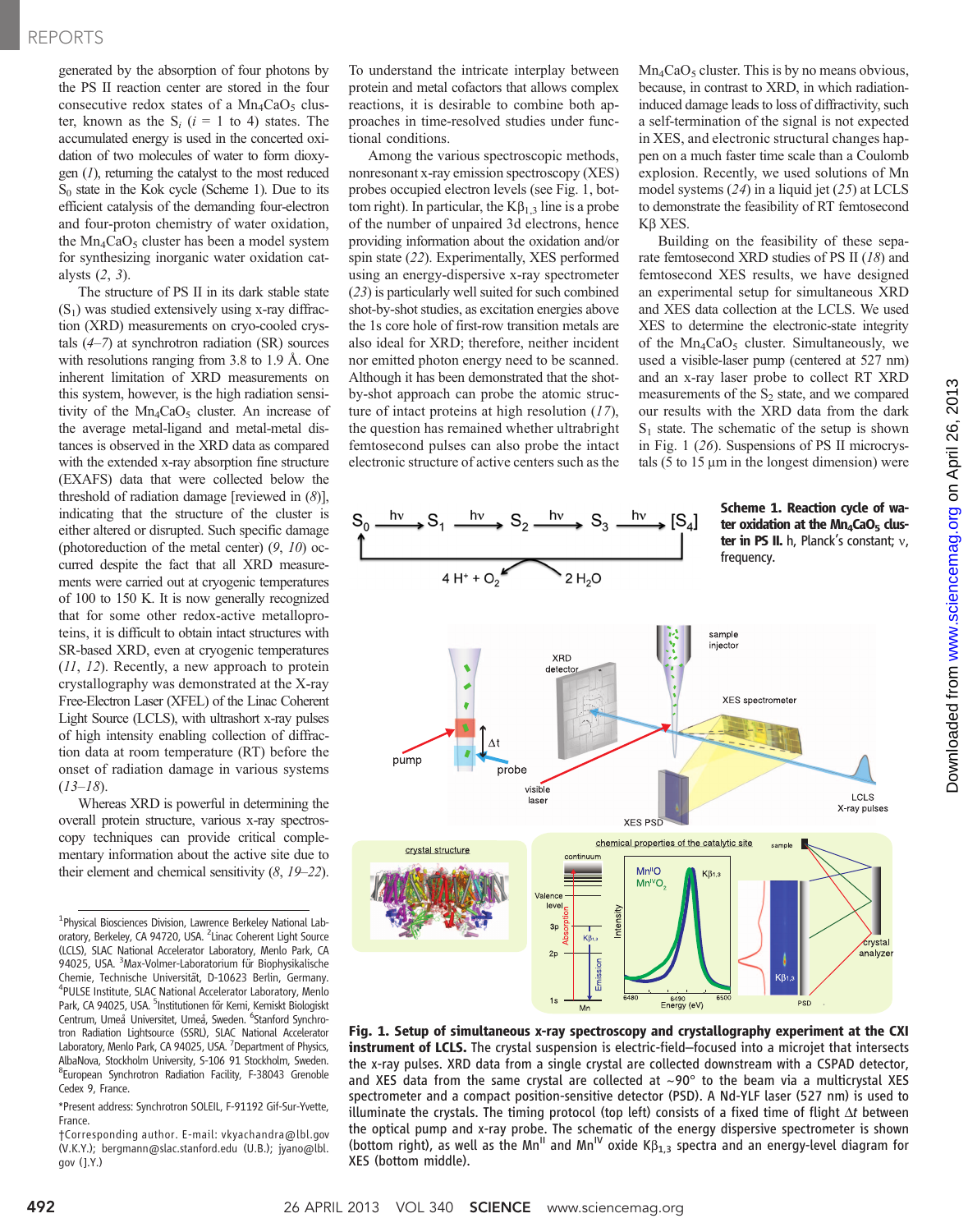generated by the absorption of four photons by the PS II reaction center are stored in the four consecutive redox states of a $Mn_4CaO_5$ cluster, known as the $S_i$ ($i$ = 1 to 4) states. The accumulated energy is used in the concerted oxidation of two molecules of water to form dioxygen (*1*), returning the catalyst to the most reduced $S_0$ state in the Kok cycle (Scheme 1). Due to its efficient catalysis of the demanding four-electron and four-proton chemistry of water oxidation, the $Mn_4CaO_5$ cluster has been a model system for synthesizing inorganic water oxidation catalysts (*2*, *3*).

The structure of PS II in its dark stable state ($S_1$) was studied extensively using x-ray diffraction (XRD) measurements on cryo-cooled crystals (*4*–*7*) at synchrotron radiation (SR) sources with resolutions ranging from 3.8 to 1.9 Å. One inherent limitation of XRD measurements on this system, however, is the high radiation sensitivity of the $Mn_4CaO_5$ cluster. An increase of the average metal-ligand and metal-metal distances is observed in the XRD data as compared with the extended x-ray absorption fine structure (EXAFS) data that were collected below the threshold of radiation damage [reviewed in (*8*)], indicating that the structure of the cluster is either altered or disrupted. Such specific damage (photoreduction of the metal center) (*9*, *10*) occurred despite the fact that all XRD measurements were carried out at cryogenic temperatures of 100 to 150 K. It is now generally recognized that for some other redox-active metalloproteins, it is difficult to obtain intact structures with SR-based XRD, even at cryogenic temperatures (*11*, *12*). Recently, a new approach to protein crystallography was demonstrated at the X-ray Free-Electron Laser (XFEL) of the Linac Coherent Light Source (LCLS), with ultrashort x-ray pulses of high intensity enabling collection of diffraction data at room temperature (RT) before the onset of radiation damage in various systems (*13*–*18*).

Whereas XRD is powerful in determining the overall protein structure, various x-ray spectroscopy techniques can provide critical complementary information about the active site due to their element and chemical sensitivity (*8*, *19*–*22*). To understand the intricate interplay between protein and metal cofactors that allows complex reactions, it is desirable to combine both approaches in time-resolved studies under functional conditions.

Among the various spectroscopic methods, nonresonant x-ray emission spectroscopy (XES) probes occupied electron levels (see Fig. 1, bottom right). In particular, the $K\beta_{1,3}$ line is a probe of the number of unpaired 3d electrons, hence providing information about the oxidation and/or spin state (*22*). Experimentally, XES performed using an energy-dispersive x-ray spectrometer (*23*) is particularly well suited for such combined shot-by-shot studies, as excitation energies above the 1s core hole of first-row transition metals are also ideal for XRD; therefore, neither incident nor emitted photon energy need to be scanned. Although it has been demonstrated that the shot-by-shot approach can probe the atomic structure of intact proteins at high resolution (*17*), the question has remained whether ultrabright femtosecond pulses can also probe the intact electronic structure of active centers such as the $Mn_4CaO_5$ cluster. This is by no means obvious, because, in contrast to XRD, in which radiation-induced damage leads to loss of diffractivity, such a self-termination of the signal is not expected in XES, and electronic structural changes happen on a much faster time scale than a Coulomb explosion. Recently, we used solutions of Mn model systems (*24*) in a liquid jet (*25*) at LCLS to demonstrate the feasibility of RT femtosecond Kβ XES.

Building on the feasibility of these separate femtosecond XRD studies of PS II (*18*) and femtosecond XES results, we have designed an experimental setup for simultaneous XRD and XES data collection at the LCLS. We used XES to determine the electronic-state integrity of the $Mn_4CaO_5$ cluster. Simultaneously, we used a visible-laser pump (centered at 527 nm) and an x-ray laser probe to collect RT XRD measurements of the $S_2$ state, and we compared our results with the XRD data from the dark $S_1$ state. The schematic of the setup is shown in Fig. 1 (*26*). Suspensions of PS II microcrystals (5 to 15 μm in the longest dimension) were

$S_0$ hν $S_1$ hν $S_2$ hν $S_3$ hν $[S_4]$

4 H⁺ + $O_2$ 2 $H_2O$

**Scheme 1. Reaction cycle of water oxidation at the $Mn_4CaO_5$ cluster in PS II.** h, Planck's constant; ν, frequency.

sample injector
XRD detector
XES spectrometer
pump
Δt
probe
visible laser
XES PSD
LCLS X-ray pulses
crystal structure
chemical properties of the catalytic site
continuum
Valence level
3p
2p
1s
Mn
Absorption
Emission
$K\beta_{1,3}$
$Mn^{II}O$
$Mn^{IV}O_2$
Intensity
6480
6490
6500
Energy (eV)
sample
crystal analyzer
PSD

**Fig. 1. Setup of simultaneous x-ray spectroscopy and crystallography experiment at the CXI instrument of LCLS.** The crystal suspension is electric-field–focused into a microjet that intersects the x-ray pulses. XRD data from a single crystal are collected downstream with a CSPAD detector, and XES data from the same crystal are collected at ~90° to the beam via a multicrystal XES spectrometer and a compact position-sensitive detector (PSD). A Nd-YLF laser (527 nm) is used to illuminate the crystals. The timing protocol (top left) consists of a fixed time of flight Δt between the optical pump and x-ray probe. The schematic of the energy dispersive spectrometer is shown (bottom right), as well as the $Mn^{II}$ and $Mn^{IV}$ oxide $K\beta_{1,3}$ spectra and an energy-level diagram for XES (bottom middle).

[1]Physical Biosciences Division, Lawrence Berkeley National Laboratory, Berkeley, CA 94720, USA. [2]Linac Coherent Light Source (LCLS), SLAC National Accelerator Laboratory, Menlo Park, CA 94025, USA. [3]Max-Volmer-Laboratorium für Biophysikalische Chemie, Technische Universität, D-10623 Berlin, Germany. [4]PULSE Institute, SLAC National Accelerator Laboratory, Menlo Park, CA 94025, USA. [5]Institutionen för Kemi, Kemiskt Biologiskt Centrum, Umeå Universitet, Umeå, Sweden. [6]Stanford Synchrotron Radiation Lightsource (SSRL), SLAC National Accelerator Laboratory, Menlo Park, CA 94025, USA. [7]Department of Physics, AlbaNova, Stockholm University, S-106 91 Stockholm, Sweden. [8]European Synchrotron Radiation Facility, F-38043 Grenoble Cedex 9, France.

*Present address: Synchrotron SOLEIL, F-91192 Gif-Sur-Yvette, France.

†Corresponding author. E-mail: vkyachandra@lbl.gov (V.K.Y.); bergmann@slac.stanford.edu (U.B.); jyano@lbl.gov (J.Y.)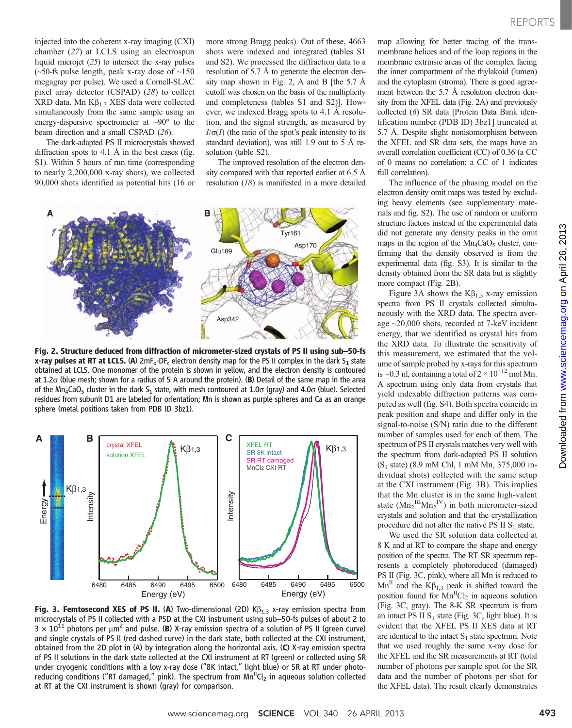injected into the coherent x-ray imaging (CXI) chamber (27) at LCLS using an electrospun liquid microjet (25) to intersect the x-ray pulses (~50-fs pulse length, peak x-ray dose of ~150 megagray per pulse). We used a Cornell-SLAC pixel array detector (CSPAD) (28) to collect XRD data. Mn K$\beta_{1,3}$ XES data were collected simultaneously from the same sample using an energy-dispersive spectrometer at ~90° to the beam direction and a small CSPAD (26).

The dark-adapted PS II microcrystals showed diffraction spots to 4.1 Å in the best cases (fig. S1). Within 5 hours of run time (corresponding to nearly 2,200,000 x-ray shots), we collected 90,000 shots identified as potential hits (16 or more strong Bragg peaks). Out of these, 4663 shots were indexed and integrated (tables S1 and S2). We processed the diffraction data to a resolution of 5.7 Å to generate the electron density map shown in Fig. 2, A and B [the 5.7 Å cutoff was chosen on the basis of the multiplicity and completeness (tables S1 and S2)]. However, we indexed Bragg spots to 4.1 Å resolution, and the signal strength, as measured by $I/\sigma(I)$ (the ratio of the spot's peak intensity to its standard deviation), was still 1.9 out to 5 Å resolution (table S2).

The improved resolution of the electron density compared with that reported earlier at 6.5 Å resolution (18) is manifested in a more detailed map allowing for better tracing of the transmembrane helices and of the loop regions in the membrane extrinsic areas of the complex facing the inner compartment of the thylakoid (lumen) and the cytoplasm (stroma). There is good agreement between the 5.7 Å resolution electron density from the XFEL data (Fig. 2A) and previously collected (6) SR data [Protein Data Bank identification number (PDB ID) 3bz1] truncated at 5.7 Å. Despite slight nonisomorphism between the XFEL and SR data sets, the maps have an overall correlation coefficient (CC) of 0.36 (a CC of 0 means no correlation; a CC of 1 indicates full correlation).

The influence of the phasing model on the electron density omit maps was tested by excluding heavy elements (see supplementary materials and fig. S2). The use of random or uniform structure factors instead of the experimental data did not generate any density peaks in the omit maps in the region of the $Mn_4CaO_5$ cluster, confirming that the density observed is from the experimental data (fig. S3). It is similar to the density obtained from the SR data but is slightly more compact (Fig. 2B).

A

B

Tyr161

Asp170

Glu189

Asp342

**Fig. 2. Structure deduced from diffraction of micrometer-sized crystals of PS II using sub–50-fs x-ray pulses at RT at LCLS.** (**A**) $2mF_o$-$DF_c$ electron density map for the PS II complex in the dark $S_1$ state obtained at LCLS. One monomer of the protein is shown in yellow, and the electron density is contoured at 1.2σ (blue mesh; shown for a radius of 5 Å around the protein). (**B**) Detail of the same map in the area of the $Mn_4CaO_5$ cluster in the dark $S_1$ state, with mesh contoured at 1.0σ (gray) and 4.0σ (blue). Selected residues from subunit D1 are labeled for orientation; Mn is shown as purple spheres and Ca as an orange sphere (metal positions taken from PDB ID 3bz1).

A

Energy

Kβ1,3

B

crystal XFEL

solution XFEL

Kβ1,3

Intensity

6480 6485 6490 6495 6500

Energy (eV)

C

XFEL RT

SR 8K intact

SR RT damaged

MnCl2 CXI RT

Kβ1,3

Intensity

6480 6485 6490 6495 6500

Energy (eV)

**Fig. 3. Femtosecond XES of PS II.** (**A**) Two-dimensional (2D) K$\beta_{1,3}$ x-ray emission spectra from microcrystals of PS II collected with a PSD at the CXI instrument using sub–50-fs pulses of about 2 to 3 × $10^{11}$ photons per μm$^2$ and pulse. (**B**) X-ray emission spectra of a solution of PS II (green curve) and single crystals of PS II (red dashed curve) in the dark state, both collected at the CXI instrument, obtained from the 2D plot in (A) by integration along the horizontal axis. (**C**) X-ray emission spectra of PS II solutions in the dark state collected at the CXI instrument at RT (green) or collected using SR under cryogenic conditions with a low x-ray dose ("8K intact," light blue) or SR at RT under photoreducing conditions ("RT damaged," pink). The spectrum from $Mn^{II}Cl_2$ in aqueous solution collected at RT at the CXI instrument is shown (gray) for comparison.

Figure 3A shows the K$\beta_{1,3}$ x-ray emission spectra from PS II crystals collected simultaneously with the XRD data. The spectra average ~20,000 shots, recorded at 7-keV incident energy, that we identified as crystal hits from the XRD data. To illustrate the sensitivity of this measurement, we estimated that the volume of sample probed by x-rays for this spectrum is ~0.3 nl, containing a total of 2 × $10^{-12}$ mol Mn. A spectrum using only data from crystals that yield indexable diffraction patterns was computed as well (fig. S4). Both spectra coincide in peak position and shape and differ only in the signal-to-noise (S/N) ratio due to the different number of samples used for each of them. The spectrum of PS II crystals matches very well with the spectrum from dark-adapted PS II solution ($S_1$ state) (8.9 mM Chl, 1 mM Mn, 375,000 individual shots) collected with the same setup at the CXI instrument (Fig. 3B). This implies that the Mn cluster is in the same high-valent state ($Mn_2^{III}Mn_2^{IV}$) in both micrometer-sized crystals and solution and that the crystallization procedure did not alter the native PS II $S_1$ state.

We used the SR solution data collected at 8 K and at RT to compare the shape and energy position of the spectra. The RT SR spectrum represents a completely photoreduced (damaged) PS II (Fig. 3C, pink), where all Mn is reduced to $Mn^{II}$ and the K$\beta_{1,3}$ peak is shifted toward the position found for $Mn^{II}Cl_2$ in aqueous solution (Fig. 3C, gray). The 8-K SR spectrum is from an intact PS II $S_1$ state (Fig. 3C, light blue). It is evident that the XFEL PS II XES data at RT are identical to the intact $S_1$ state spectrum. Note that we used roughly the same x-ray dose for the XFEL and the SR measurements at RT (total number of photons per sample spot for the SR data and the number of photons per shot for the XFEL data). The result clearly demonstrates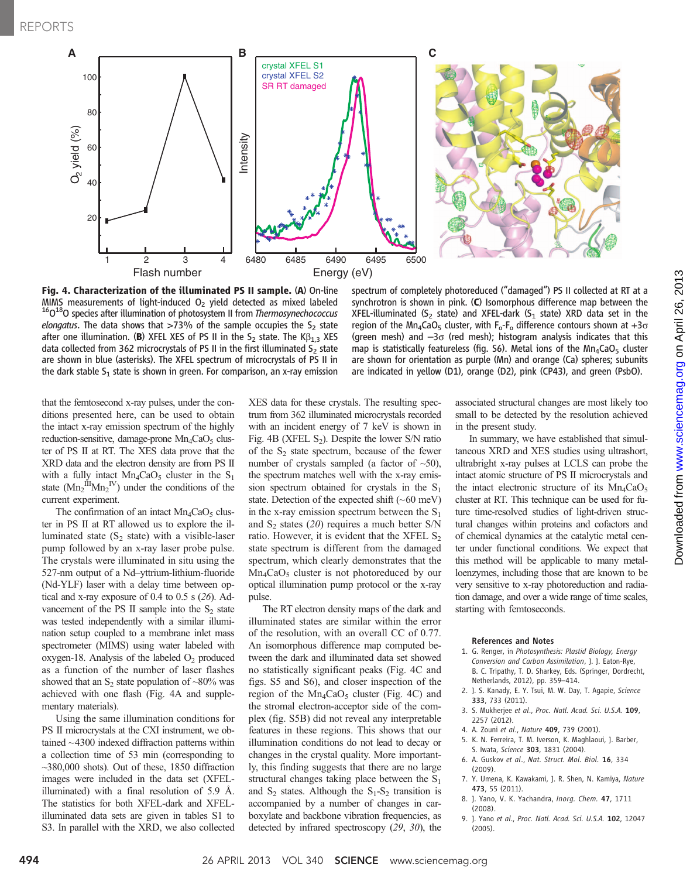A

100

80

60

40

20

$O_2$ yield (%)

1 2 3 4

Flash number

B

crystal XFEL S1

crystal XFEL S2

SR RT damaged

Intensity

6480 6485 6490 6495 6500

Energy (eV)

C

**Fig. 4. Characterization of the illuminated PS II sample.** (**A**) On-line MIMS measurements of light-induced $O_2$ yield detected as mixed labeled $^{16}O^{18}O$ species after illumination of photosystem II from *Thermosynechococcus elongatus*. The data shows that >73% of the sample occupies the $S_2$ state after one illumination. (**B**) XFEL XES of PS II in the $S_2$ state. The $K\beta_{1,3}$ XES data collected from 362 microcrystals of PS II in the first illuminated $S_2$ state are shown in blue (asterisks). The XFEL spectrum of microcrystals of PS II in the dark stable $S_1$ state is shown in green. For comparison, an x-ray emission spectrum of completely photoreduced ("damaged") PS II collected at RT at a synchrotron is shown in pink. (**C**) Isomorphous difference map between the XFEL-illuminated ($S_2$ state) and XFEL-dark ($S_1$ state) XRD data set in the region of the $Mn_4CaO_5$ cluster, with $F_o$-$F_o$ difference contours shown at +3σ (green mesh) and −3σ (red mesh); histogram analysis indicates that this map is statistically featureless (fig. S6). Metal ions of the $Mn_4CaO_5$ cluster are shown for orientation as purple (Mn) and orange (Ca) spheres; subunits are indicated in yellow (D1), orange (D2), pink (CP43), and green (PsbO).

that the femtosecond x-ray pulses, under the conditions presented here, can be used to obtain the intact x-ray emission spectrum of the highly reduction-sensitive, damage-prone $Mn_4CaO_5$ cluster of PS II at RT. The XES data prove that the XRD data and the electron density are from PS II with a fully intact $Mn_4CaO_5$ cluster in the $S_1$ state ($Mn_2^{III}Mn_2^{IV}$) under the conditions of the current experiment.

The confirmation of an intact $Mn_4CaO_5$ cluster in PS II at RT allowed us to explore the illuminated state ($S_2$ state) with a visible-laser pump followed by an x-ray laser probe pulse. The crystals were illuminated in situ using the 527-nm output of a Nd–yttrium-lithium-fluoride (Nd-YLF) laser with a delay time between optical and x-ray exposure of 0.4 to 0.5 s (*26*). Advancement of the PS II sample into the $S_2$ state was tested independently with a similar illumination setup coupled to a membrane inlet mass spectrometer (MIMS) using water labeled with oxygen-18. Analysis of the labeled $O_2$ produced as a function of the number of laser flashes showed that an $S_2$ state population of ~80% was achieved with one flash (Fig. 4A and supplementary materials).

Using the same illumination conditions for PS II microcrystals at the CXI instrument, we obtained ~4300 indexed diffraction patterns within a collection time of 53 min (corresponding to ~380,000 shots). Out of these, 1850 diffraction images were included in the data set (XFEL-illuminated) with a final resolution of 5.9 Å. The statistics for both XFEL-dark and XFEL-illuminated data sets are given in tables S1 to S3. In parallel with the XRD, we also collected XES data for these crystals. The resulting spectrum from 362 illuminated microcrystals recorded with an incident energy of 7 keV is shown in Fig. 4B (XFEL $S_2$). Despite the lower S/N ratio of the $S_2$ state spectrum, because of the fewer number of crystals sampled (a factor of ~50), the spectrum matches well with the x-ray emission spectrum obtained for crystals in the $S_1$ state. Detection of the expected shift (~60 meV) in the x-ray emission spectrum between the $S_1$ and $S_2$ states (*20*) requires a much better S/N ratio. However, it is evident that the XFEL $S_2$ state spectrum is different from the damaged spectrum, which clearly demonstrates that the $Mn_4CaO_5$ cluster is not photoreduced by our optical illumination pump protocol or the x-ray pulse.

The RT electron density maps of the dark and illuminated states are similar within the error of the resolution, with an overall CC of 0.77. An isomorphous difference map computed between the dark and illuminated data set showed no statistically significant peaks (Fig. 4C and figs. S5 and S6), and closer inspection of the region of the $Mn_4CaO_5$ cluster (Fig. 4C) and the stromal electron-acceptor side of the complex (fig. S5B) did not reveal any interpretable features in these regions. This shows that our illumination conditions do not lead to decay or changes in the crystal quality. More importantly, this finding suggests that there are no large structural changes taking place between the $S_1$ and $S_2$ states. Although the $S_1$-$S_2$ transition is accompanied by a number of changes in carboxylate and backbone vibration frequencies, as detected by infrared spectroscopy (*29*, *30*), the associated structural changes are most likely too small to be detected by the resolution achieved in the present study.

In summary, we have established that simultaneous XRD and XES studies using ultrashort, ultrabright x-ray pulses at LCLS can probe the intact atomic structure of PS II microcrystals and the intact electronic structure of its $Mn_4CaO_5$ cluster at RT. This technique can be used for future time-resolved studies of light-driven structural changes within proteins and cofactors and of chemical dynamics at the catalytic metal center under functional conditions. We expect that this method will be applicable to many metalloenzymes, including those that are known to be very sensitive to x-ray photoreduction and radiation damage, and over a wide range of time scales, starting with femtoseconds.

## References and Notes

1. G. Renger, in *Photosynthesis: Plastid Biology, Energy Conversion and Carbon Assimilation*, J. J. Eaton-Rye, B. C. Tripathy, T. D. Sharkey, Eds. (Springer, Dordrecht, Netherlands, 2012), pp. 359–414.
2. J. S. Kanady, E. Y. Tsui, M. W. Day, T. Agapie, *Science* **333**, 733 (2011).
3. S. Mukherjee *et al.*, *Proc. Natl. Acad. Sci. U.S.A.* **109**, 2257 (2012).
4. A. Zouni *et al.*, *Nature* **409**, 739 (2001).
5. K. N. Ferreira, T. M. Iverson, K. Maghlaoui, J. Barber, S. Iwata, *Science* **303**, 1831 (2004).
6. A. Guskov *et al.*, *Nat. Struct. Mol. Biol.* **16**, 334 (2009).
7. Y. Umena, K. Kawakami, J. R. Shen, N. Kamiya, *Nature* **473**, 55 (2011).
8. J. Yano, V. K. Yachandra, *Inorg. Chem.* **47**, 1711 (2008).
9. J. Yano *et al.*, *Proc. Natl. Acad. Sci. U.S.A.* **102**, 12047 (2005).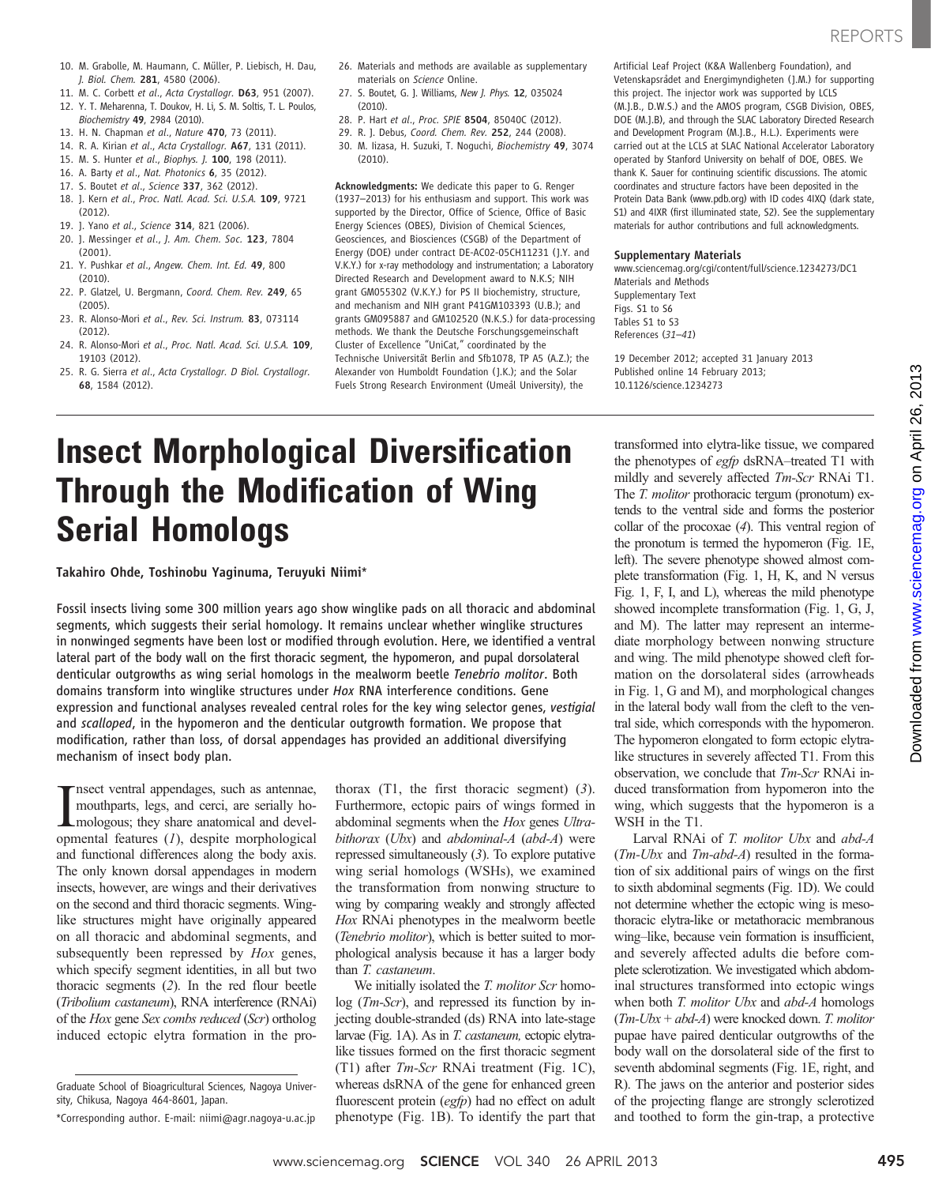10. M. Grabolle, M. Haumann, C. Müller, P. Liebisch, H. Dau, *J. Biol. Chem.* **281**, 4580 (2006).
11. M. C. Corbett *et al.*, *Acta Crystallogr.* **D63**, 951 (2007).
12. Y. T. Meharenna, T. Doukov, H. Li, S. M. Soltis, T. L. Poulos, *Biochemistry* **49**, 2984 (2010).
13. H. N. Chapman *et al.*, *Nature* **470**, 73 (2011).
14. R. A. Kirian *et al.*, *Acta Crystallogr.* **A67**, 131 (2011).
15. M. S. Hunter *et al.*, *Biophys. J.* **100**, 198 (2011).
16. A. Barty *et al.*, *Nat. Photonics* **6**, 35 (2012).
17. S. Boutet *et al.*, *Science* **337**, 362 (2012).
18. J. Kern *et al.*, *Proc. Natl. Acad. Sci. U.S.A.* **109**, 9721 (2012).
19. J. Yano *et al.*, *Science* **314**, 821 (2006).
20. J. Messinger *et al.*, *J. Am. Chem. Soc.* **123**, 7804 (2001).
21. Y. Pushkar *et al.*, *Angew. Chem. Int. Ed.* **49**, 800 (2010).
22. P. Glatzel, U. Bergmann, *Coord. Chem. Rev.* **249**, 65 (2005).
23. R. Alonso-Mori *et al.*, *Rev. Sci. Instrum.* **83**, 073114 (2012).
24. R. Alonso-Mori *et al.*, *Proc. Natl. Acad. Sci. U.S.A.* **109**, 19103 (2012).
25. R. G. Sierra *et al.*, *Acta Crystallogr. D Biol. Crystallogr.* **68**, 1584 (2012).
26. Materials and methods are available as supplementary materials on *Science* Online.
27. S. Boutet, G. J. Williams, *New J. Phys.* **12**, 035024 (2010).
28. P. Hart *et al.*, *Proc. SPIE* **8504**, 85040C (2012).
29. R. J. Debus, *Coord. Chem. Rev.* **252**, 244 (2008).
30. M. Iizasa, H. Suzuki, T. Noguchi, *Biochemistry* **49**, 3074 (2010).

**Acknowledgments:** We dedicate this paper to G. Renger (1937–2013) for his enthusiasm and support. This work was supported by the Director, Office of Science, Office of Basic Energy Sciences (OBES), Division of Chemical Sciences, Geosciences, and Biosciences (CSGB) of the Department of Energy (DOE) under contract DE-AC02-05CH11231 (J.Y. and V.K.Y.) for x-ray methodology and instrumentation; a Laboratory Directed Research and Development award to N.K.S; NIH grant GM055302 (V.K.Y.) for PS II biochemistry, structure, and mechanism and NIH grant P41GM103393 (U.B.); and grants GM095887 and GM102520 (N.K.S.) for data-processing methods. We thank the Deutsche Forschungsgemeinschaft Cluster of Excellence "UniCat," coordinated by the Technische Universität Berlin and Sfb1078, TP A5 (A.Z.); the Alexander von Humboldt Foundation (J.K.); and the Solar Fuels Strong Research Environment (Umeå University), the Artificial Leaf Project (K&A Wallenberg Foundation), and Vetenskapsrådet and Energimyndigheten (J.M.) for supporting this project. The injector work was supported by LCLS (M.J.B., D.W.S.) and the AMOS program, CSGB Division, OBES, DOE (M.J.B), and through the SLAC Laboratory Directed Research and Development Program (M.J.B., H.L.). Experiments were carried out at the LCLS at SLAC National Accelerator Laboratory operated by Stanford University on behalf of DOE, OBES. We thank K. Sauer for continuing scientific discussions. The atomic coordinates and structure factors have been deposited in the Protein Data Bank (www.pdb.org) with ID codes 4IXQ (dark state, S1) and 4IXR (first illuminated state, S2). See the supplementary materials for author contributions and full acknowledgments.

**Supplementary Materials**
www.sciencemag.org/cgi/content/full/science.1234273/DC1
Materials and Methods
Supplementary Text
Figs. S1 to S6
Tables S1 to S3
References (*31*–*41*)

19 December 2012; accepted 31 January 2013
Published online 14 February 2013;
10.1126/science.1234273

# Insect Morphological Diversification Through the Modification of Wing Serial Homologs

**Takahiro Ohde, Toshinobu Yaginuma, Teruyuki Niimi***

**Fossil insects living some 300 million years ago show winglike pads on all thoracic and abdominal segments, which suggests their serial homology. It remains unclear whether winglike structures in nonwinged segments have been lost or modified through evolution. Here, we identified a ventral lateral part of the body wall on the first thoracic segment, the hypomeron, and pupal dorsolateral denticular outgrowths as wing serial homologs in the mealworm beetle *Tenebrio molitor*. Both domains transform into winglike structures under *Hox* RNA interference conditions. Gene expression and functional analyses revealed central roles for the key wing selector genes, *vestigial* and *scalloped*, in the hypomeron and the denticular outgrowth formation. We propose that modification, rather than loss, of dorsal appendages has provided an additional diversifying mechanism of insect body plan.**

Insect ventral appendages, such as antennae, mouthparts, legs, and cerci, are serially homologous; they share anatomical and developmental features (*1*), despite morphological and functional differences along the body axis. The only known dorsal appendages in modern insects, however, are wings and their derivatives on the second and third thoracic segments. Winglike structures might have originally appeared on all thoracic and abdominal segments, and subsequently been repressed by *Hox* genes, which specify segment identities, in all but two thoracic segments (*2*). In the red flour beetle (*Tribolium castaneum*), RNA interference (RNAi) of the *Hox* gene *Sex combs reduced* (*Scr*) ortholog induced ectopic elytra formation in the prothorax (T1, the first thoracic segment) (*3*). Furthermore, ectopic pairs of wings formed in abdominal segments when the *Hox* genes *Ultrabithorax* (*Ubx*) and *abdominal-A* (*abd-A*) were repressed simultaneously (*3*). To explore putative wing serial homologs (WSHs), we examined the transformation from nonwing structure to wing by comparing weakly and strongly affected *Hox* RNAi phenotypes in the mealworm beetle (*Tenebrio molitor*), which is better suited to morphological analysis because it has a larger body than *T. castaneum*.

We initially isolated the *T. molitor Scr* homolog (*Tm-Scr*), and repressed its function by injecting double-stranded (ds) RNA into late-stage larvae (Fig. 1A). As in *T. castaneum*, ectopic elytra-like tissues formed on the first thoracic segment (T1) after *Tm-Scr* RNAi treatment (Fig. 1C), whereas dsRNA of the gene for enhanced green fluorescent protein (*egfp*) had no effect on adult phenotype (Fig. 1B). To identify the part that transformed into elytra-like tissue, we compared the phenotypes of *egfp* dsRNA–treated T1 with mildly and severely affected *Tm-Scr* RNAi T1. The *T. molitor* prothoracic tergum (pronotum) extends to the ventral side and forms the posterior collar of the procoxae (*4*). This ventral region of the pronotum is termed the hypomeron (Fig. 1E, left). The severe phenotype showed almost complete transformation (Fig. 1, H, K, and N versus Fig. 1, F, I, and L), whereas the mild phenotype showed incomplete transformation (Fig. 1, G, J, and M). The latter may represent an intermediate morphology between nonwing structure and wing. The mild phenotype showed cleft formation on the dorsolateral sides (arrowheads in Fig. 1, G and M), and morphological changes in the lateral body wall from the cleft to the ventral side, which corresponds with the hypomeron. The hypomeron elongated to form ectopic elytra-like structures in severely affected T1. From this observation, we conclude that *Tm-Scr* RNAi induced transformation from hypomeron into the wing, which suggests that the hypomeron is a WSH in the T1.

Larval RNAi of *T. molitor Ubx* and *abd-A* (*Tm-Ubx* and *Tm-abd-A*) resulted in the formation of six additional pairs of wings on the first to sixth abdominal segments (Fig. 1D). We could not determine whether the ectopic wing is mesothoracic elytra-like or metathoracic membranous wing–like, because vein formation is insufficient, and severely affected adults die before complete sclerotization. We investigated which abdominal structures transformed into ectopic wings when both *T. molitor Ubx* and *abd-A* homologs (*Tm-Ubx* + *abd-A*) were knocked down. *T. molitor* pupae have paired denticular outgrowths of the body wall on the dorsolateral side of the first to seventh abdominal segments (Fig. 1E, right, and R). The jaws on the anterior and posterior sides of the projecting flange are strongly sclerotized and toothed to form the gin-trap, a protective

Graduate School of Bioagricultural Sciences, Nagoya University, Chikusa, Nagoya 464-8601, Japan.

*Corresponding author. E-mail: niimi@agr.nagoya-u.ac.jp